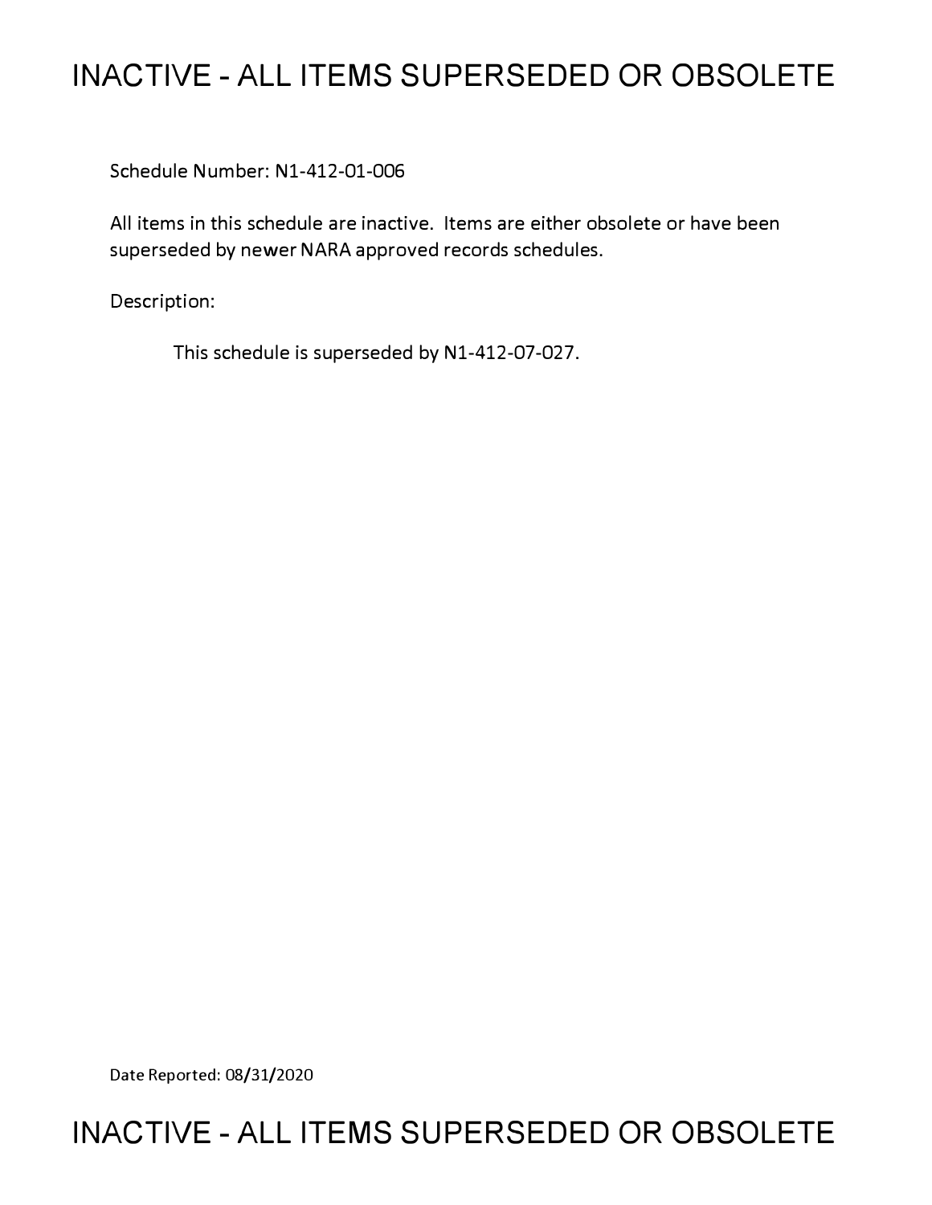# INACTIVE - ALL ITEMS SUPERSEDED OR OBSOLETE

Schedule Number: N1-412-01-006

All items in this schedule are inactive. Items are either obsolete or have been superseded by newer NARA approved records schedules.

Description:

This schedule is superseded by N1-412-07-027.

Date Reported: 08/31/2020

# INACTIVE - ALL ITEMS SUPERSEDED OR OBSOLETE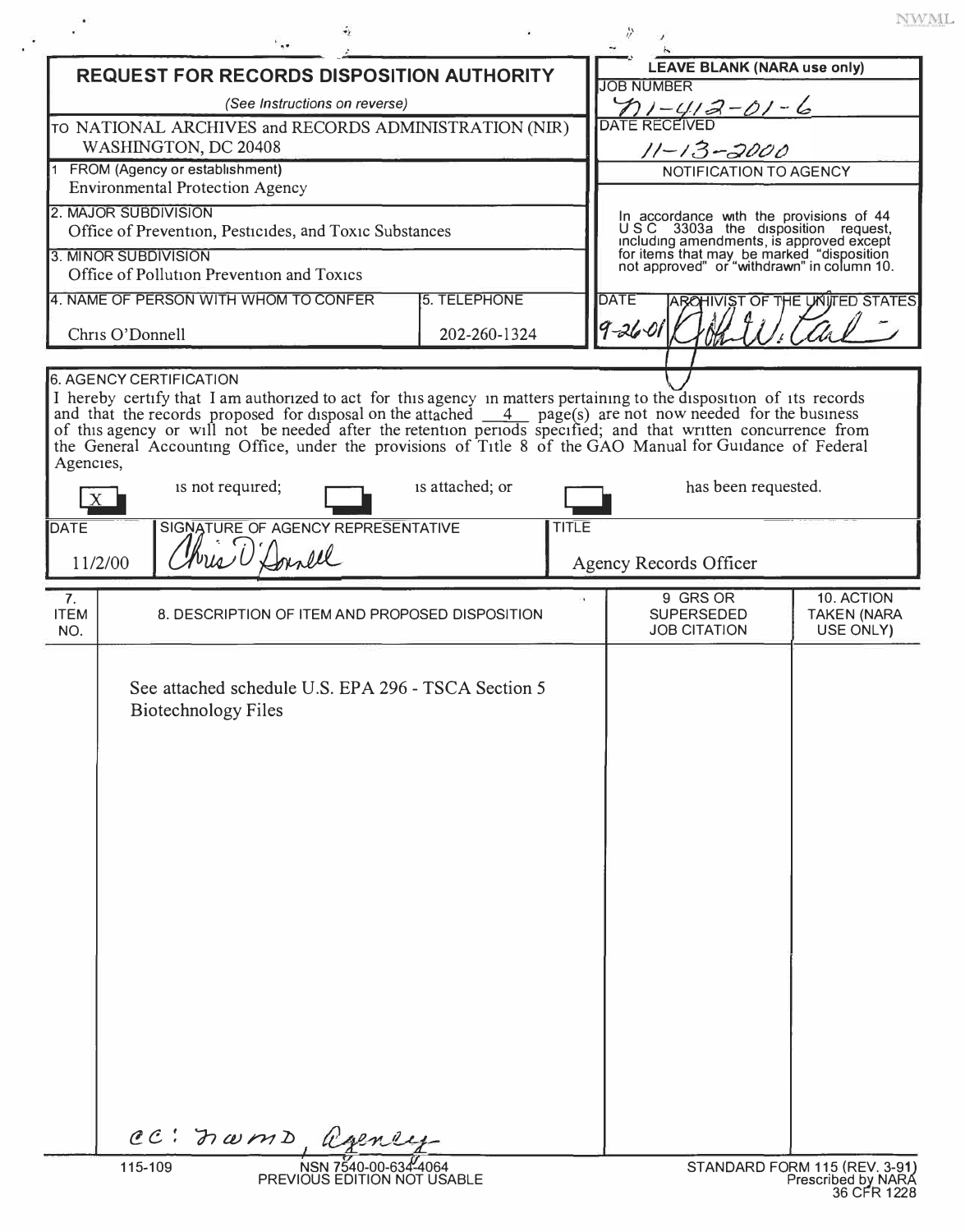NWML

## REQUEST FOR RECORDS DISPOSITION AUTHORITY

*(See Instructions on reverse)*

TO NATIONAL ARCHIVES and RECORDS ADMINISTRATION (NIR) WASHINGTON, DC 20408

**LEAVE BLANK (NARA use only)**

JOB NUMBER: N1-412-01-6

DATE RECEIVED: 11-13-2000

NOTIFICATION TO AGENCY

In accordance with the provisions of 44 USC 3303a the disposition request, including amendments, is approved except for items that may be marked "disposition not approved" or "withdrawn" in column 10.

DATE: 9-26-01

ARCHIVIST OF THE UNITED STATES: (signature)

1. FROM (Agency or establishment): Environmental Protection Agency

2. MAJOR SUBDIVISION: Office of Prevention, Pesticides, and Toxic Substances

3. MINOR SUBDIVISION: Office of Pollution Prevention and Toxics

4. NAME OF PERSON WITH WHOM TO CONFER: Chris O'Donnell

5. TELEPHONE: 202-260-1324

6. AGENCY CERTIFICATION

I hereby certify that I am authorized to act for this agency in matters pertaining to the disposition of its records and that the records proposed for disposal on the attached 4 page(s) are not now needed for the business of this agency or will not be needed after the retention periods specified; and that written concurrence from the General Accounting Office, under the provisions of Title 8 of the GAO Manual for Guidance of Federal Agencies,

- [X] is not required;
- [ ] is attached; or
- [ ] has been requested.

| DATE | SIGNATURE OF AGENCY REPRESENTATIVE | TITLE |
|---|---|---|
| 11/2/00 | Chris O'Donnell | Agency Records Officer |

| 7. ITEM NO. | 8. DESCRIPTION OF ITEM AND PROPOSED DISPOSITION | 9 GRS OR SUPERSEDED JOB CITATION | 10. ACTION TAKEN (NARA USE ONLY) |
|---|---|---|---|
| | See attached schedule U.S. EPA 296 - TSCA Section 5 Biotechnology Files | | |

cc: NWMD, Agency

115-109 NSN 7540-00-634-4064 PREVIOUS EDITION NOT USABLE

STANDARD FORM 115 (REV. 3-91) Prescribed by NARA 36 CFR 1228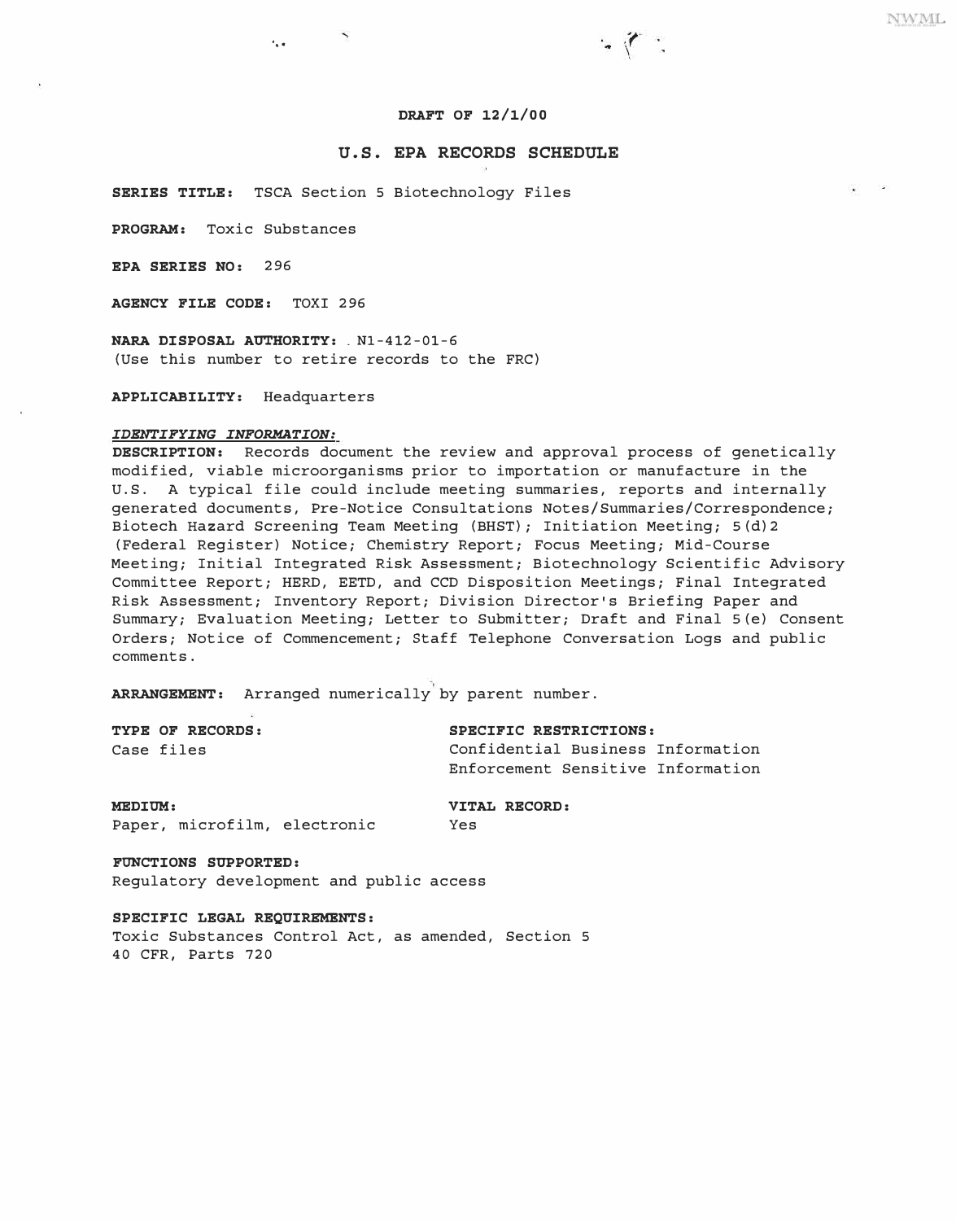**DRAFT OF 12/1/00**

# U.S. EPA RECORDS SCHEDULE

**SERIES TITLE:** TSCA Section 5 Biotechnology Files

**PROGRAM:** Toxic Substances

**EPA SERIES NO:** 296

**AGENCY FILE CODE:** TOXI 296

**NARA DISPOSAL AUTHORITY:** N1-412-01-6
(Use this number to retire records to the FRC)

**APPLICABILITY:** Headquarters

***IDENTIFYING INFORMATION:***

**DESCRIPTION:** Records document the review and approval process of genetically modified, viable microorganisms prior to importation or manufacture in the U.S. A typical file could include meeting summaries, reports and internally generated documents, Pre-Notice Consultations Notes/Summaries/Correspondence; Biotech Hazard Screening Team Meeting (BHST); Initiation Meeting; 5(d)2 (Federal Register) Notice; Chemistry Report; Focus Meeting; Mid-Course Meeting; Initial Integrated Risk Assessment; Biotechnology Scientific Advisory Committee Report; HERD, EETD, and CCD Disposition Meetings; Final Integrated Risk Assessment; Inventory Report; Division Director's Briefing Paper and Summary; Evaluation Meeting; Letter to Submitter; Draft and Final 5(e) Consent Orders; Notice of Commencement; Staff Telephone Conversation Logs and public comments.

**ARRANGEMENT:** Arranged numerically by parent number.

**TYPE OF RECORDS:**
Case files

**SPECIFIC RESTRICTIONS:**
Confidential Business Information
Enforcement Sensitive Information

**MEDIUM:**
Paper, microfilm, electronic

**VITAL RECORD:**
Yes

**FUNCTIONS SUPPORTED:**
Regulatory development and public access

**SPECIFIC LEGAL REQUIREMENTS:**
Toxic Substances Control Act, as amended, Section 5
40 CFR, Parts 720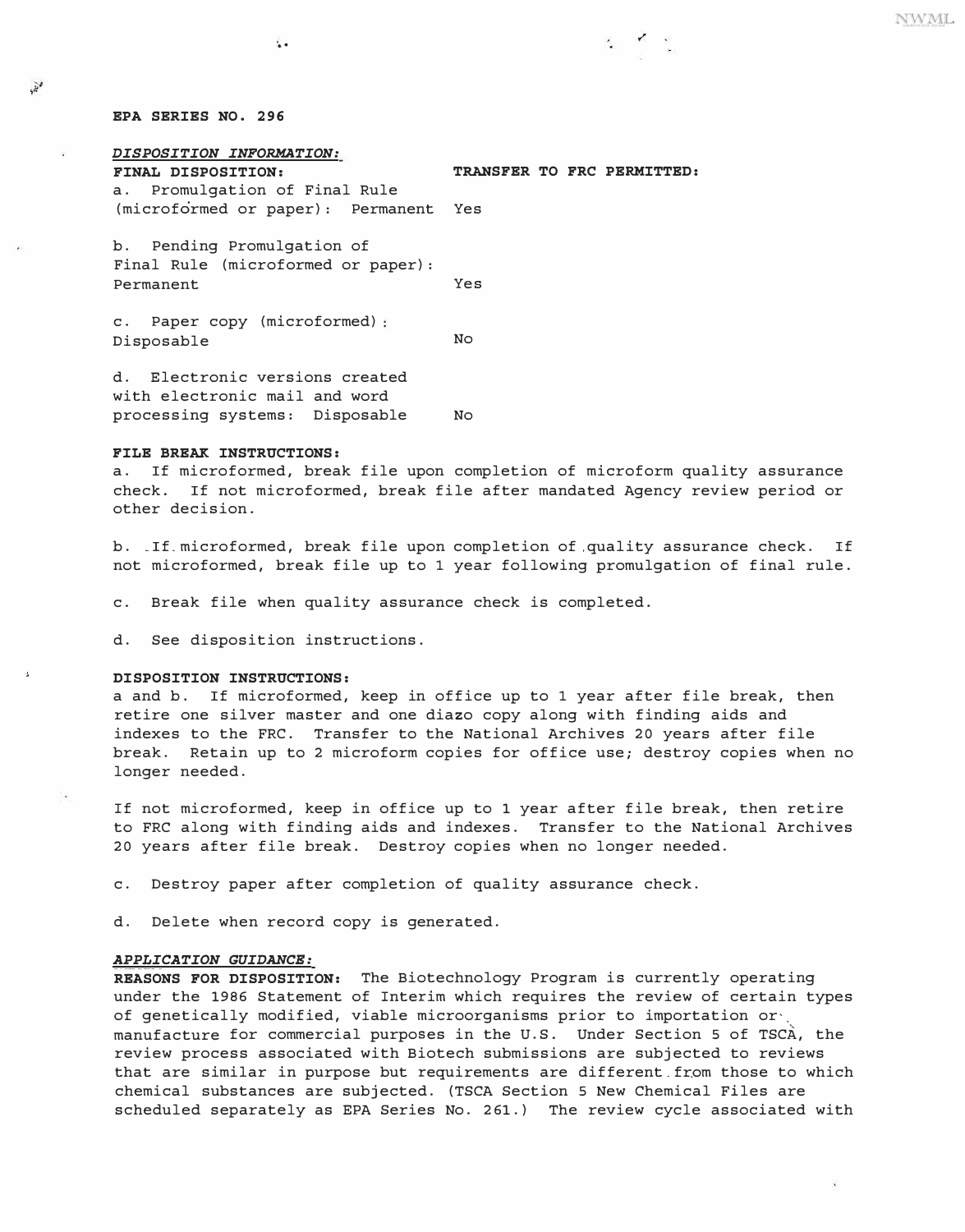**EPA SERIES NO. 296**

***DISPOSITION INFORMATION:***

| **FINAL DISPOSITION:** | **TRANSFER TO FRC PERMITTED:** |
|---|---|
| a. Promulgation of Final Rule (microformed or paper): Permanent | Yes |
| b. Pending Promulgation of Final Rule (microformed or paper): Permanent | Yes |
| c. Paper copy (microformed): Disposable | No |
| d. Electronic versions created with electronic mail and word processing systems: Disposable | No |

**FILE BREAK INSTRUCTIONS:**

a. If microformed, break file upon completion of microform quality assurance check. If not microformed, break file after mandated Agency review period or other decision.

b. If microformed, break file upon completion of quality assurance check. If not microformed, break file up to 1 year following promulgation of final rule.

c. Break file when quality assurance check is completed.

d. See disposition instructions.

**DISPOSITION INSTRUCTIONS:**

a and b. If microformed, keep in office up to 1 year after file break, then retire one silver master and one diazo copy along with finding aids and indexes to the FRC. Transfer to the National Archives 20 years after file break. Retain up to 2 microform copies for office use; destroy copies when no longer needed.

If not microformed, keep in office up to 1 year after file break, then retire to FRC along with finding aids and indexes. Transfer to the National Archives 20 years after file break. Destroy copies when no longer needed.

c. Destroy paper after completion of quality assurance check.

d. Delete when record copy is generated.

***APPLICATION GUIDANCE:***

**REASONS FOR DISPOSITION:** The Biotechnology Program is currently operating under the 1986 Statement of Interim which requires the review of certain types of genetically modified, viable microorganisms prior to importation or manufacture for commercial purposes in the U.S. Under Section 5 of TSCA, the review process associated with Biotech submissions are subjected to reviews that are similar in purpose but requirements are different from those to which chemical substances are subjected. (TSCA Section 5 New Chemical Files are scheduled separately as EPA Series No. 261.) The review cycle associated with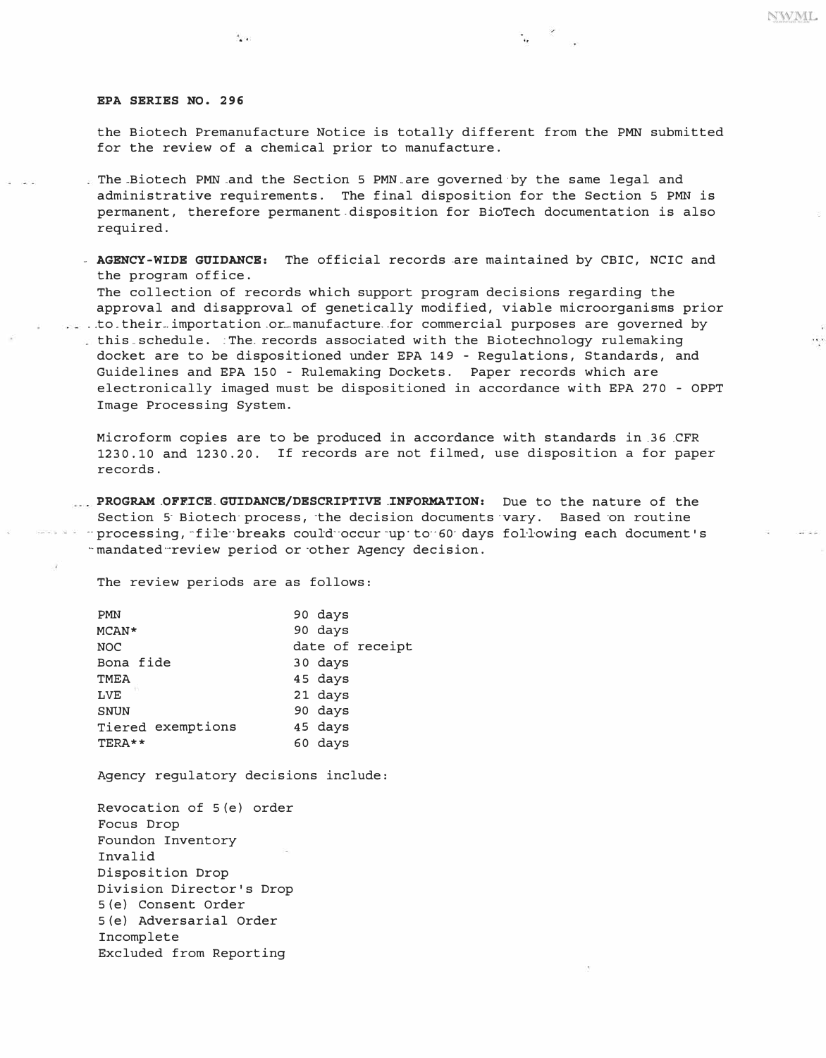**EPA SERIES NO. 296**

the Biotech Premanufacture Notice is totally different from the PMN submitted for the review of a chemical prior to manufacture.

The Biotech PMN and the Section 5 PMN are governed by the same legal and administrative requirements. The final disposition for the Section 5 PMN is permanent, therefore permanent disposition for BioTech documentation is also required.

**AGENCY-WIDE GUIDANCE:** The official records are maintained by CBIC, NCIC and the program office.
The collection of records which support program decisions regarding the approval and disapproval of genetically modified, viable microorganisms prior to their importation or manufacture for commercial purposes are governed by this schedule. The records associated with the Biotechnology rulemaking docket are to be dispositioned under EPA 149 - Regulations, Standards, and Guidelines and EPA 150 - Rulemaking Dockets. Paper records which are electronically imaged must be dispositioned in accordance with EPA 270 - OPPT Image Processing System.

Microform copies are to be produced in accordance with standards in 36 CFR 1230.10 and 1230.20. If records are not filmed, use disposition a for paper records.

**PROGRAM OFFICE GUIDANCE/DESCRIPTIVE INFORMATION:** Due to the nature of the Section 5 Biotech process, the decision documents vary. Based on routine processing, file breaks could occur up to 60 days following each document's mandated review period or other Agency decision.

The review periods are as follows:

| | |
|---|---|
| PMN | 90 days |
| MCAN* | 90 days |
| NOC | date of receipt |
| Bona fide | 30 days |
| TMEA | 45 days |
| LVE | 21 days |
| SNUN | 90 days |
| Tiered exemptions | 45 days |
| TERA** | 60 days |

Agency regulatory decisions include:

Revocation of 5(e) order
Focus Drop
Foundon Inventory
Invalid
Disposition Drop
Division Director's Drop
5(e) Consent Order
5(e) Adversarial Order
Incomplete
Excluded from Reporting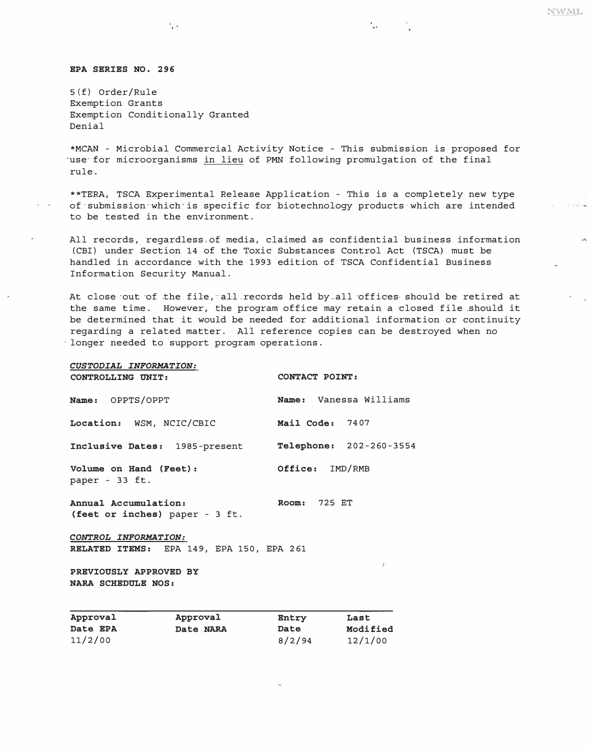**EPA SERIES NO. 296**

5(f) Order/Rule
Exemption Grants
Exemption Conditionally Granted
Denial

*MCAN - Microbial Commercial Activity Notice - This submission is proposed for use for microorganisms in lieu of PMN following promulgation of the final rule.

**TERA, TSCA Experimental Release Application - This is a completely new type of submission which is specific for biotechnology products which are intended to be tested in the environment.

All records, regardless of media, claimed as confidential business information (CBI) under Section 14 of the Toxic Substances Control Act (TSCA) must be handled in accordance with the 1993 edition of TSCA Confidential Business Information Security Manual.

At close out of the file, all records held by all offices should be retired at the same time. However, the program office may retain a closed file should it be determined that it would be needed for additional information or continuity regarding a related matter. All reference copies can be destroyed when no longer needed to support program operations.

***CUSTODIAL INFORMATION:***

**CONTROLLING UNIT:**

**Name:** OPPTS/OPPT

**Location:** WSM, NCIC/CBIC

**Inclusive Dates:** 1985-present

**Volume on Hand (Feet):** paper - 33 ft.

**Annual Accumulation: (feet or inches)** paper - 3 ft.

**CONTACT POINT:**

**Name:** Vanessa Williams

**Mail Code:** 7407

**Telephone:** 202-260-3554

**Office:** IMD/RMB

**Room:** 725 ET

***CONTROL INFORMATION:***

**RELATED ITEMS:** EPA 149, EPA 150, EPA 261

**PREVIOUSLY APPROVED BY NARA SCHEDULE NOS:**

| Approval Date EPA | Approval Date NARA | Entry Date | Last Modified |
|---|---|---|---|
| 11/2/00 | | 8/2/94 | 12/1/00 |